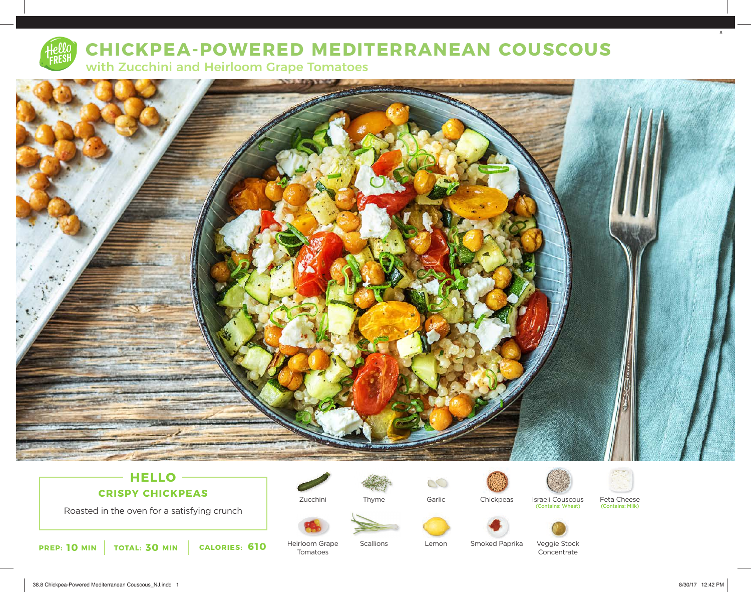# CHICKPEA-POWERED MEDITERRANEAN COUSCOUS

## with Zucchini and Heirloom Grape Tomatoes

### HELLO

**CRISPY CHICKPEAS**

Roasted in the oven for a satisfying crunch

**PREP: 10 MIN** | **TOTAL: 30 MIN** | **CALORIES: 610**

- Zucchini
- Thyme
- Garlic
- Chickpeas
- Israeli Couscous (Contains: Wheat)
- Feta Cheese (Contains: Milk)
- Heirloom Grape Tomatoes
- Scallions
- Lemon
- Smoked Paprika
- Veggie Stock Concentrate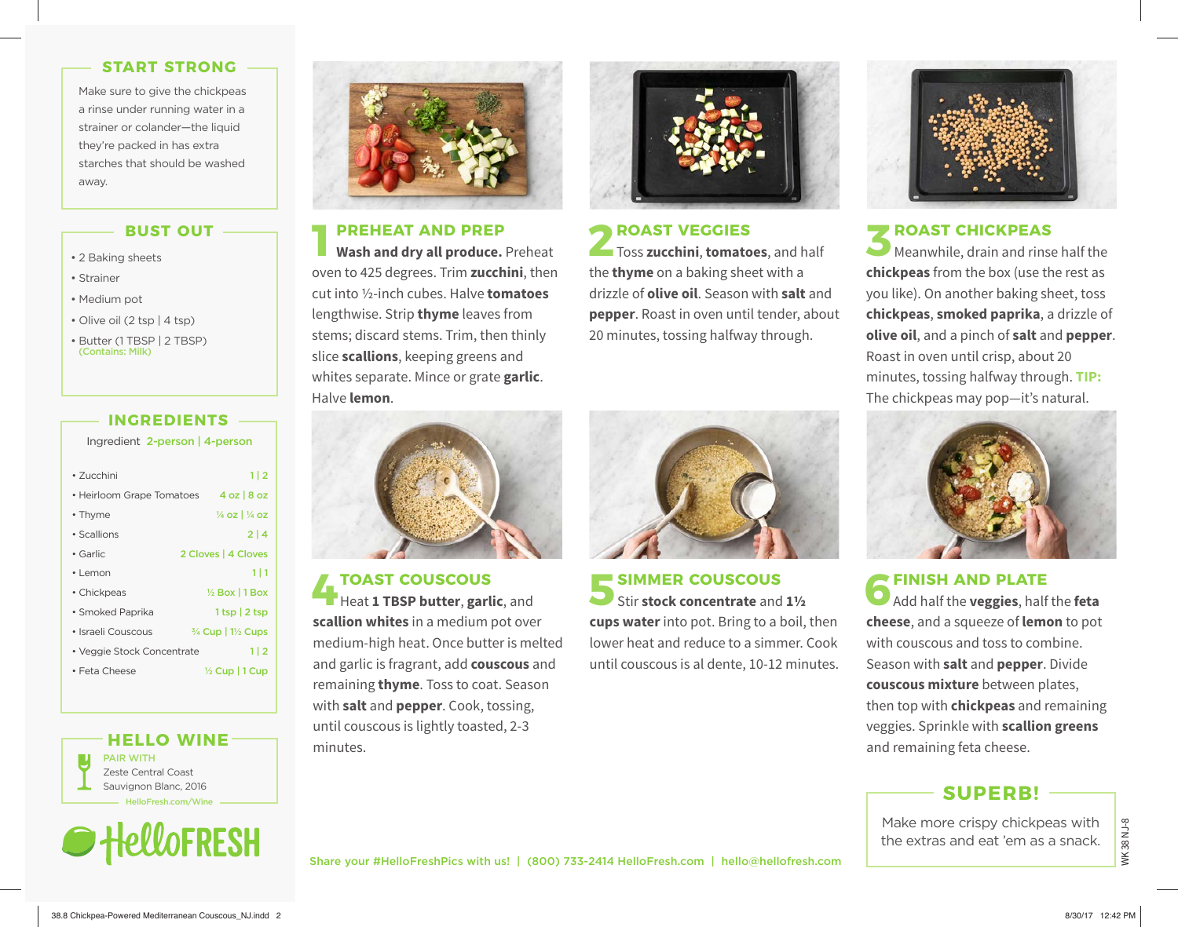## START STRONG

Make sure to give the chickpeas a rinse under running water in a strainer or colander—the liquid they're packed in has extra starches that should be washed away.

## BUST OUT

- 2 Baking sheets
- Strainer
- Medium pot
- Olive oil (2 tsp | 4 tsp)
- Butter (1 TBSP | 2 TBSP)
  (Contains: Milk)

## INGREDIENTS

| Ingredient | 2-person \| 4-person |
|---|---|
| Zucchini | 1 \| 2 |
| Heirloom Grape Tomatoes | 4 oz \| 8 oz |
| Thyme | ¼ oz \| ¼ oz |
| Scallions | 2 \| 4 |
| Garlic | 2 Cloves \| 4 Cloves |
| Lemon | 1 \| 1 |
| Chickpeas | ½ Box \| 1 Box |
| Smoked Paprika | 1 tsp \| 2 tsp |
| Israeli Couscous | ¾ Cup \| 1½ Cups |
| Veggie Stock Concentrate | 1 \| 2 |
| Feta Cheese | ½ Cup \| 1 Cup |

## HELLO WINE

PAIR WITH
Zeste Central Coast Sauvignon Blanc, 2016
HelloFresh.com/Wine

HelloFRESH

## 1 PREHEAT AND PREP

**Wash and dry all produce.** Preheat oven to 425 degrees. Trim **zucchini**, then cut into ½-inch cubes. Halve **tomatoes** lengthwise. Strip **thyme** leaves from stems; discard stems. Trim, then thinly slice **scallions**, keeping greens and whites separate. Mince or grate **garlic**. Halve **lemon**.

## 2 ROAST VEGGIES

Toss **zucchini**, **tomatoes**, and half the **thyme** on a baking sheet with a drizzle of **olive oil**. Season with **salt** and **pepper**. Roast in oven until tender, about 20 minutes, tossing halfway through.

## 3 ROAST CHICKPEAS

Meanwhile, drain and rinse half the **chickpeas** from the box (use the rest as you like). On another baking sheet, toss **chickpeas**, **smoked paprika**, a drizzle of **olive oil**, and a pinch of **salt** and **pepper**. Roast in oven until crisp, about 20 minutes, tossing halfway through. **TIP:** The chickpeas may pop—it's natural.

## 4 TOAST COUSCOUS

Heat **1 TBSP butter**, **garlic**, and **scallion whites** in a medium pot over medium-high heat. Once butter is melted and garlic is fragrant, add **couscous** and remaining **thyme**. Toss to coat. Season with **salt** and **pepper**. Cook, tossing, until couscous is lightly toasted, 2-3 minutes.

## 5 SIMMER COUSCOUS

Stir **stock concentrate** and **1½ cups water** into pot. Bring to a boil, then lower heat and reduce to a simmer. Cook until couscous is al dente, 10-12 minutes.

## 6 FINISH AND PLATE

Add half the **veggies**, half the **feta cheese**, and a squeeze of **lemon** to pot with couscous and toss to combine. Season with **salt** and **pepper**. Divide **couscous mixture** between plates, then top with **chickpeas** and remaining veggies. Sprinkle with **scallion greens** and remaining feta cheese.

## SUPERB!

Make more crispy chickpeas with the extras and eat 'em as a snack.

Share your #HelloFreshPics with us! | (800) 733-2414 HelloFresh.com | hello@hellofresh.com

WK 38 NJ-8